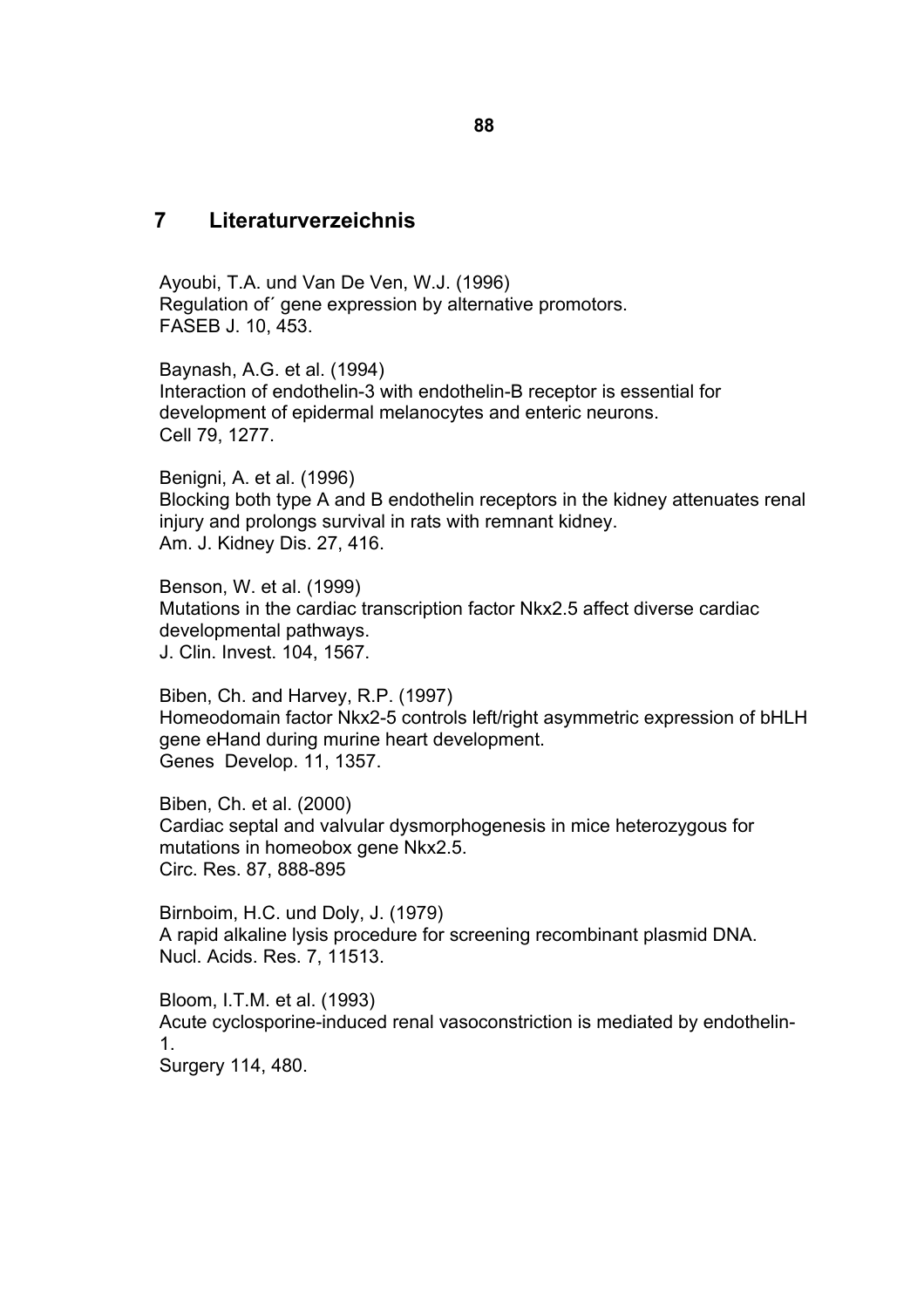## 7 Literaturverzeichnis

Ayoubi, T.A. und Van De Ven, W.J. (1996)
Regulation of´ gene expression by alternative promotors.
FASEB J. 10, 453.

Baynash, A.G. et al. (1994)
Interaction of endothelin-3 with endothelin-B receptor is essential for development of epidermal melanocytes and enteric neurons.
Cell 79, 1277.

Benigni, A. et al. (1996)
Blocking both type A and B endothelin receptors in the kidney attenuates renal injury and prolongs survival in rats with remnant kidney.
Am. J. Kidney Dis. 27, 416.

Benson, W. et al. (1999)
Mutations in the cardiac transcription factor Nkx2.5 affect diverse cardiac developmental pathways.
J. Clin. Invest. 104, 1567.

Biben, Ch. and Harvey, R.P. (1997)
Homeodomain factor Nkx2-5 controls left/right asymmetric expression of bHLH gene eHand during murine heart development.
Genes Develop. 11, 1357.

Biben, Ch. et al. (2000)
Cardiac septal and valvular dysmorphogenesis in mice heterozygous for mutations in homeobox gene Nkx2.5.
Circ. Res. 87, 888-895

Birnboim, H.C. und Doly, J. (1979)
A rapid alkaline lysis procedure for screening recombinant plasmid DNA.
Nucl. Acids. Res. 7, 11513.

Bloom, I.T.M. et al. (1993)
Acute cyclosporine-induced renal vasoconstriction is mediated by endothelin-1.
Surgery 114, 480.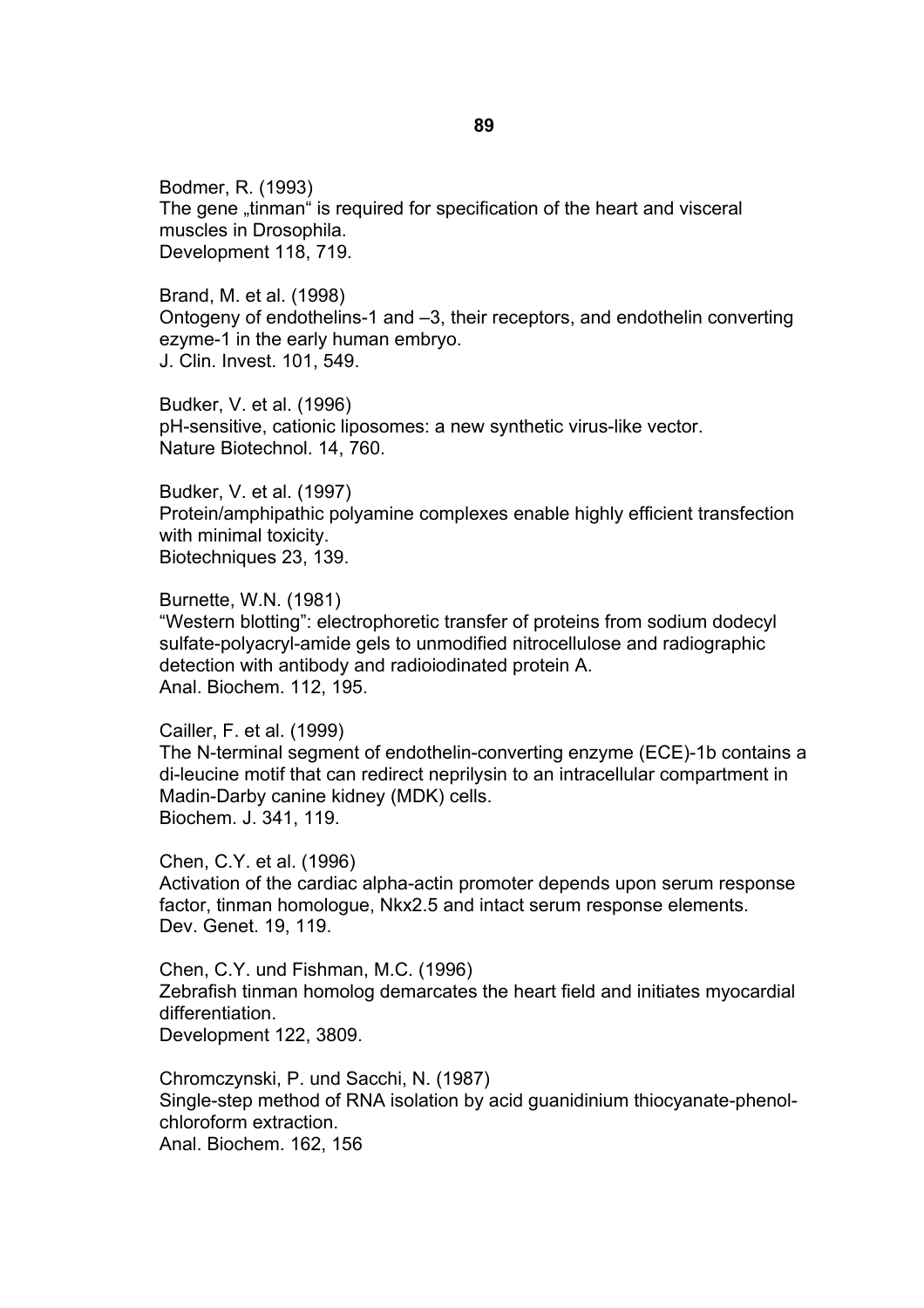Bodmer, R. (1993)
The gene „tinman" is required for specification of the heart and visceral muscles in Drosophila.
Development 118, 719.

Brand, M. et al. (1998)
Ontogeny of endothelins-1 and –3, their receptors, and endothelin converting ezyme-1 in the early human embryo.
J. Clin. Invest. 101, 549.

Budker, V. et al. (1996)
pH-sensitive, cationic liposomes: a new synthetic virus-like vector.
Nature Biotechnol. 14, 760.

Budker, V. et al. (1997)
Protein/amphipathic polyamine complexes enable highly efficient transfection with minimal toxicity.
Biotechniques 23, 139.

Burnette, W.N. (1981)
"Western blotting": electrophoretic transfer of proteins from sodium dodecyl sulfate-polyacryl-amide gels to unmodified nitrocellulose and radiographic detection with antibody and radioiodinated protein A.
Anal. Biochem. 112, 195.

Cailler, F. et al. (1999)
The N-terminal segment of endothelin-converting enzyme (ECE)-1b contains a di-leucine motif that can redirect neprilysin to an intracellular compartment in Madin-Darby canine kidney (MDK) cells.
Biochem. J. 341, 119.

Chen, C.Y. et al. (1996)
Activation of the cardiac alpha-actin promoter depends upon serum response factor, tinman homologue, Nkx2.5 and intact serum response elements.
Dev. Genet. 19, 119.

Chen, C.Y. und Fishman, M.C. (1996)
Zebrafish tinman homolog demarcates the heart field and initiates myocardial differentiation.
Development 122, 3809.

Chromczynski, P. und Sacchi, N. (1987)
Single-step method of RNA isolation by acid guanidinium thiocyanate-phenol-chloroform extraction.
Anal. Biochem. 162, 156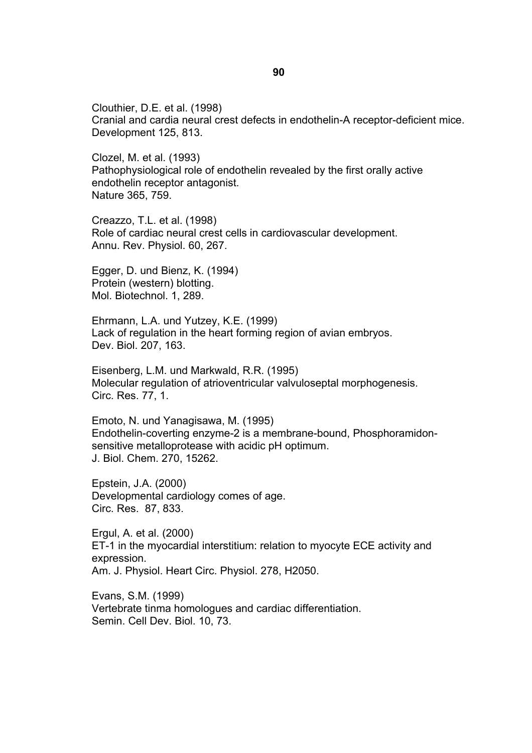Clouthier, D.E. et al. (1998)
Cranial and cardia neural crest defects in endothelin-A receptor-deficient mice.
Development 125, 813.

Clozel, M. et al. (1993)
Pathophysiological role of endothelin revealed by the first orally active endothelin receptor antagonist.
Nature 365, 759.

Creazzo, T.L. et al. (1998)
Role of cardiac neural crest cells in cardiovascular development.
Annu. Rev. Physiol. 60, 267.

Egger, D. und Bienz, K. (1994)
Protein (western) blotting.
Mol. Biotechnol. 1, 289.

Ehrmann, L.A. und Yutzey, K.E. (1999)
Lack of regulation in the heart forming region of avian embryos.
Dev. Biol. 207, 163.

Eisenberg, L.M. und Markwald, R.R. (1995)
Molecular regulation of atrioventricular valvuloseptal morphogenesis.
Circ. Res. 77, 1.

Emoto, N. und Yanagisawa, M. (1995)
Endothelin-coverting enzyme-2 is a membrane-bound, Phosphoramidon-sensitive metalloprotease with acidic pH optimum.
J. Biol. Chem. 270, 15262.

Epstein, J.A. (2000)
Developmental cardiology comes of age.
Circ. Res. 87, 833.

Ergul, A. et al. (2000)
ET-1 in the myocardial interstitium: relation to myocyte ECE activity and expression.
Am. J. Physiol. Heart Circ. Physiol. 278, H2050.

Evans, S.M. (1999)
Vertebrate tinma homologues and cardiac differentiation.
Semin. Cell Dev. Biol. 10, 73.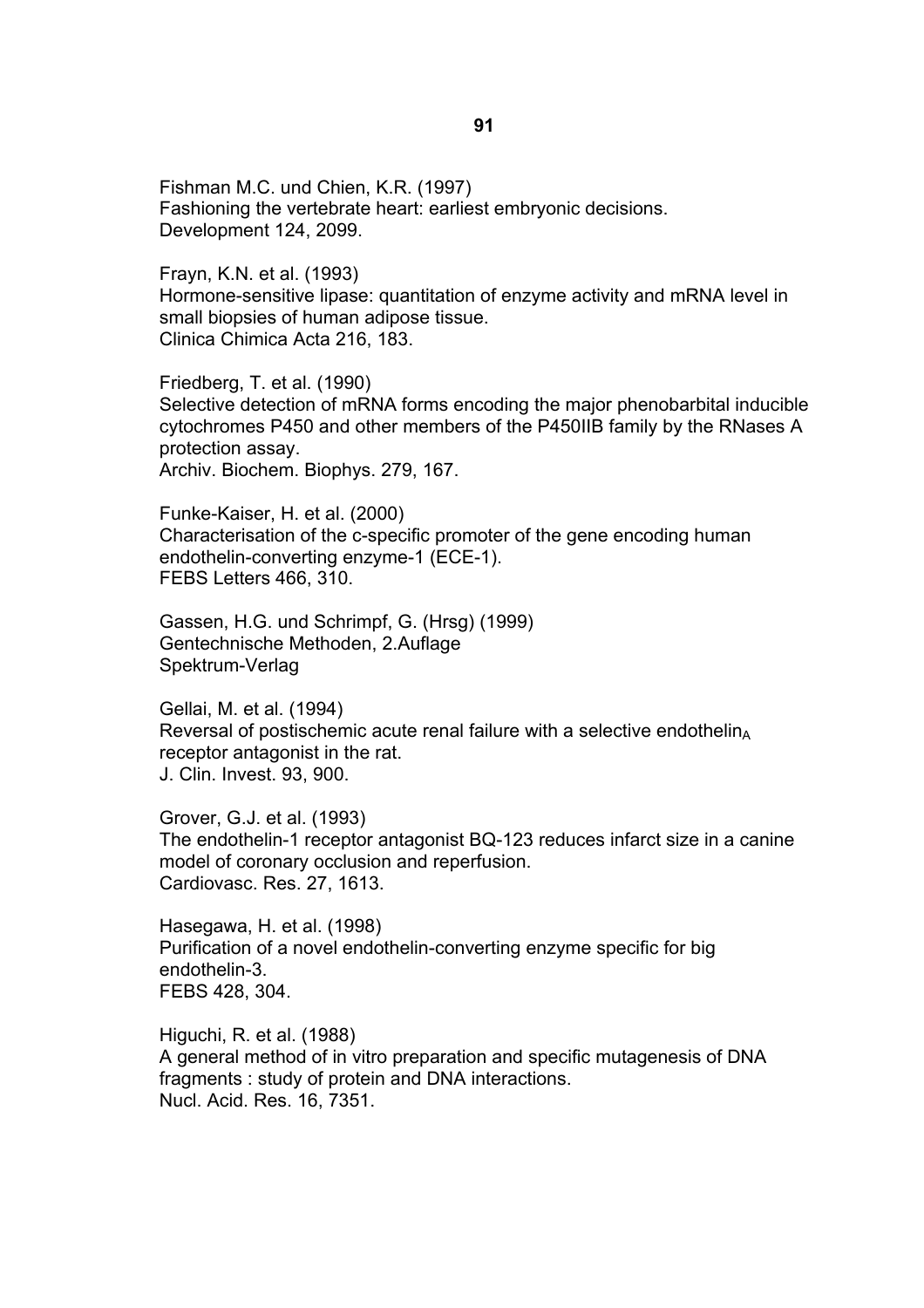Fishman M.C. und Chien, K.R. (1997)
Fashioning the vertebrate heart: earliest embryonic decisions.
Development 124, 2099.

Frayn, K.N. et al. (1993)
Hormone-sensitive lipase: quantitation of enzyme activity and mRNA level in small biopsies of human adipose tissue.
Clinica Chimica Acta 216, 183.

Friedberg, T. et al. (1990)
Selective detection of mRNA forms encoding the major phenobarbital inducible cytochromes P450 and other members of the P450IIB family by the RNases A protection assay.
Archiv. Biochem. Biophys. 279, 167.

Funke-Kaiser, H. et al. (2000)
Characterisation of the c-specific promoter of the gene encoding human endothelin-converting enzyme-1 (ECE-1).
FEBS Letters 466, 310.

Gassen, H.G. und Schrimpf, G. (Hrsg) (1999)
Gentechnische Methoden, 2.Auflage
Spektrum-Verlag

Gellai, M. et al. (1994)
Reversal of postischemic acute renal failure with a selective endothelin$_A$ receptor antagonist in the rat.
J. Clin. Invest. 93, 900.

Grover, G.J. et al. (1993)
The endothelin-1 receptor antagonist BQ-123 reduces infarct size in a canine model of coronary occlusion and reperfusion.
Cardiovasc. Res. 27, 1613.

Hasegawa, H. et al. (1998)
Purification of a novel endothelin-converting enzyme specific for big endothelin-3.
FEBS 428, 304.

Higuchi, R. et al. (1988)
A general method of in vitro preparation and specific mutagenesis of DNA fragments : study of protein and DNA interactions.
Nucl. Acid. Res. 16, 7351.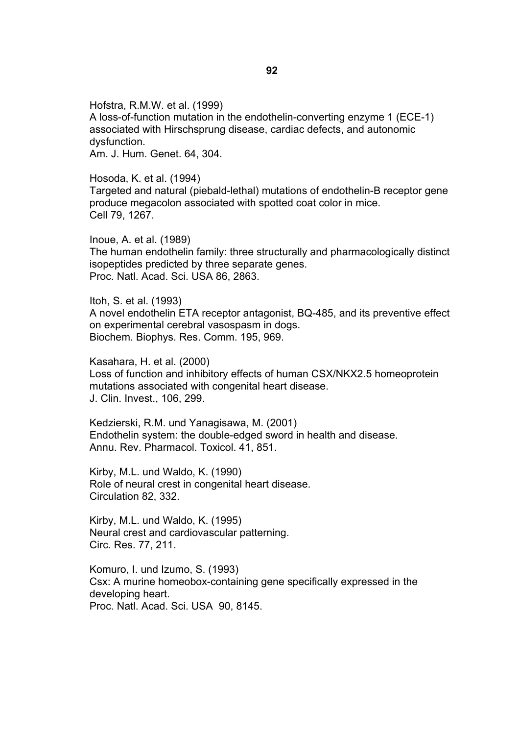Hofstra, R.M.W. et al. (1999)
A loss-of-function mutation in the endothelin-converting enzyme 1 (ECE-1) associated with Hirschsprung disease, cardiac defects, and autonomic dysfunction.
Am. J. Hum. Genet. 64, 304.

Hosoda, K. et al. (1994)
Targeted and natural (piebald-lethal) mutations of endothelin-B receptor gene produce megacolon associated with spotted coat color in mice.
Cell 79, 1267.

Inoue, A. et al. (1989)
The human endothelin family: three structurally and pharmacologically distinct isopeptides predicted by three separate genes.
Proc. Natl. Acad. Sci. USA 86, 2863.

Itoh, S. et al. (1993)
A novel endothelin ETA receptor antagonist, BQ-485, and its preventive effect on experimental cerebral vasospasm in dogs.
Biochem. Biophys. Res. Comm. 195, 969.

Kasahara, H. et al. (2000)
Loss of function and inhibitory effects of human CSX/NKX2.5 homeoprotein mutations associated with congenital heart disease.
J. Clin. Invest., 106, 299.

Kedzierski, R.M. und Yanagisawa, M. (2001)
Endothelin system: the double-edged sword in health and disease.
Annu. Rev. Pharmacol. Toxicol. 41, 851.

Kirby, M.L. und Waldo, K. (1990)
Role of neural crest in congenital heart disease.
Circulation 82, 332.

Kirby, M.L. und Waldo, K. (1995)
Neural crest and cardiovascular patterning.
Circ. Res. 77, 211.

Komuro, I. und Izumo, S. (1993)
Csx: A murine homeobox-containing gene specifically expressed in the developing heart.
Proc. Natl. Acad. Sci. USA 90, 8145.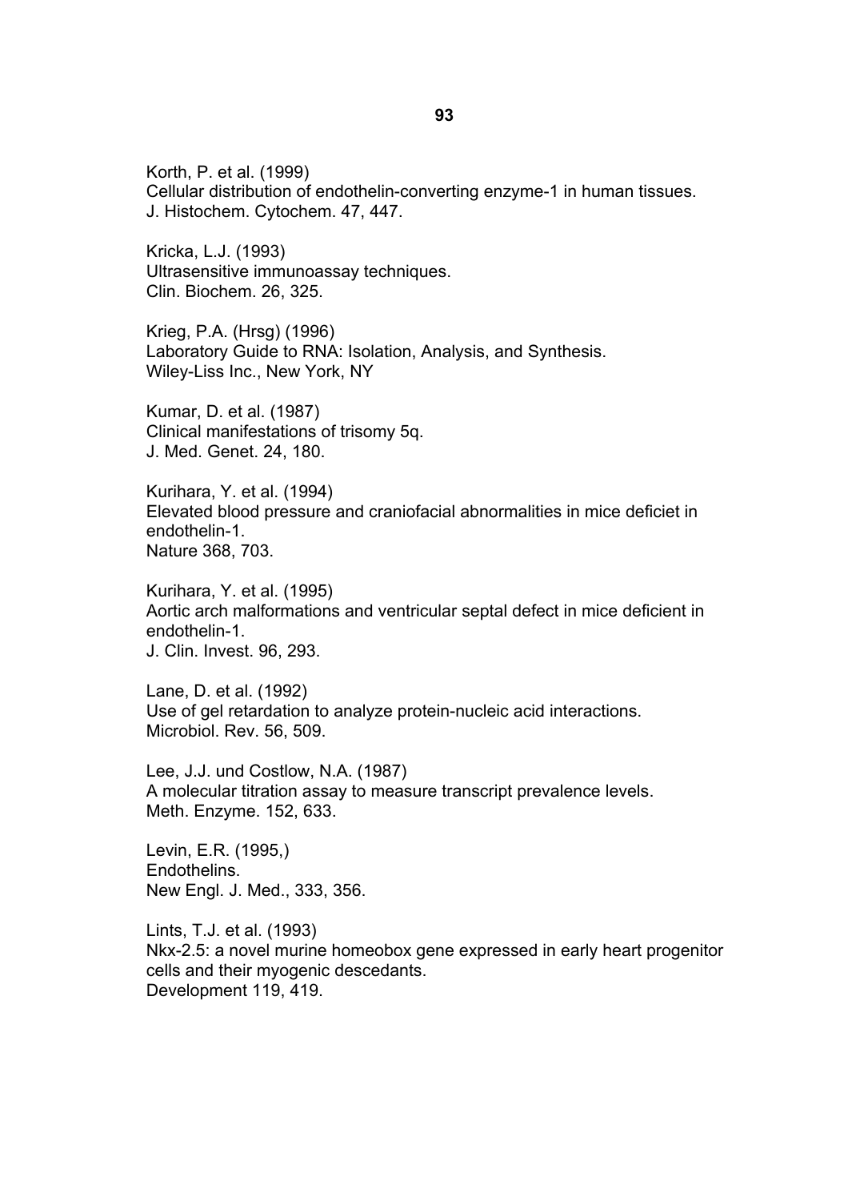Korth, P. et al. (1999)
Cellular distribution of endothelin-converting enzyme-1 in human tissues.
J. Histochem. Cytochem. 47, 447.

Kricka, L.J. (1993)
Ultrasensitive immunoassay techniques.
Clin. Biochem. 26, 325.

Krieg, P.A. (Hrsg) (1996)
Laboratory Guide to RNA: Isolation, Analysis, and Synthesis.
Wiley-Liss Inc., New York, NY

Kumar, D. et al. (1987)
Clinical manifestations of trisomy 5q.
J. Med. Genet. 24, 180.

Kurihara, Y. et al. (1994)
Elevated blood pressure and craniofacial abnormalities in mice deficiet in endothelin-1.
Nature 368, 703.

Kurihara, Y. et al. (1995)
Aortic arch malformations and ventricular septal defect in mice deficient in endothelin-1.
J. Clin. Invest. 96, 293.

Lane, D. et al. (1992)
Use of gel retardation to analyze protein-nucleic acid interactions.
Microbiol. Rev. 56, 509.

Lee, J.J. und Costlow, N.A. (1987)
A molecular titration assay to measure transcript prevalence levels.
Meth. Enzyme. 152, 633.

Levin, E.R. (1995,)
Endothelins.
New Engl. J. Med., 333, 356.

Lints, T.J. et al. (1993)
Nkx-2.5: a novel murine homeobox gene expressed in early heart progenitor cells and their myogenic descedants.
Development 119, 419.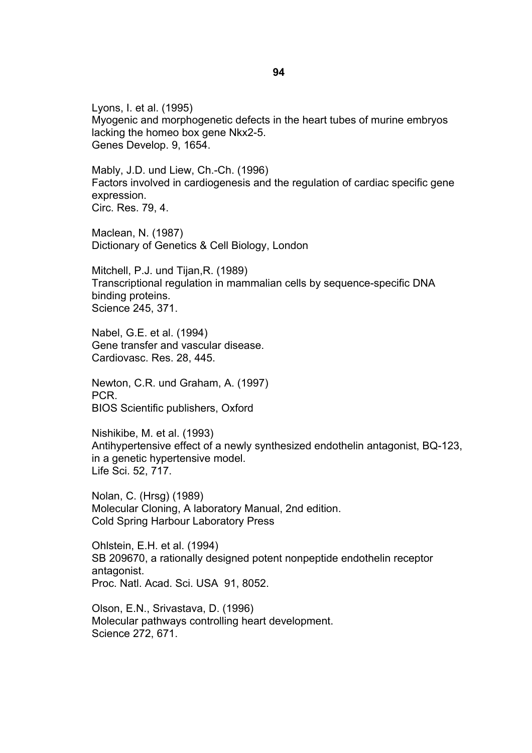Lyons, I. et al. (1995)
Myogenic and morphogenetic defects in the heart tubes of murine embryos lacking the homeo box gene Nkx2-5.
Genes Develop. 9, 1654.

Mably, J.D. und Liew, Ch.-Ch. (1996)
Factors involved in cardiogenesis and the regulation of cardiac specific gene expression.
Circ. Res. 79, 4.

Maclean, N. (1987)
Dictionary of Genetics & Cell Biology, London

Mitchell, P.J. und Tijan,R. (1989)
Transcriptional regulation in mammalian cells by sequence-specific DNA binding proteins.
Science 245, 371.

Nabel, G.E. et al. (1994)
Gene transfer and vascular disease.
Cardiovasc. Res. 28, 445.

Newton, C.R. und Graham, A. (1997)
PCR.
BIOS Scientific publishers, Oxford

Nishikibe, M. et al. (1993)
Antihypertensive effect of a newly synthesized endothelin antagonist, BQ-123, in a genetic hypertensive model.
Life Sci. 52, 717.

Nolan, C. (Hrsg) (1989)
Molecular Cloning, A laboratory Manual, 2nd edition.
Cold Spring Harbour Laboratory Press

Ohlstein, E.H. et al. (1994)
SB 209670, a rationally designed potent nonpeptide endothelin receptor antagonist.
Proc. Natl. Acad. Sci. USA 91, 8052.

Olson, E.N., Srivastava, D. (1996)
Molecular pathways controlling heart development.
Science 272, 671.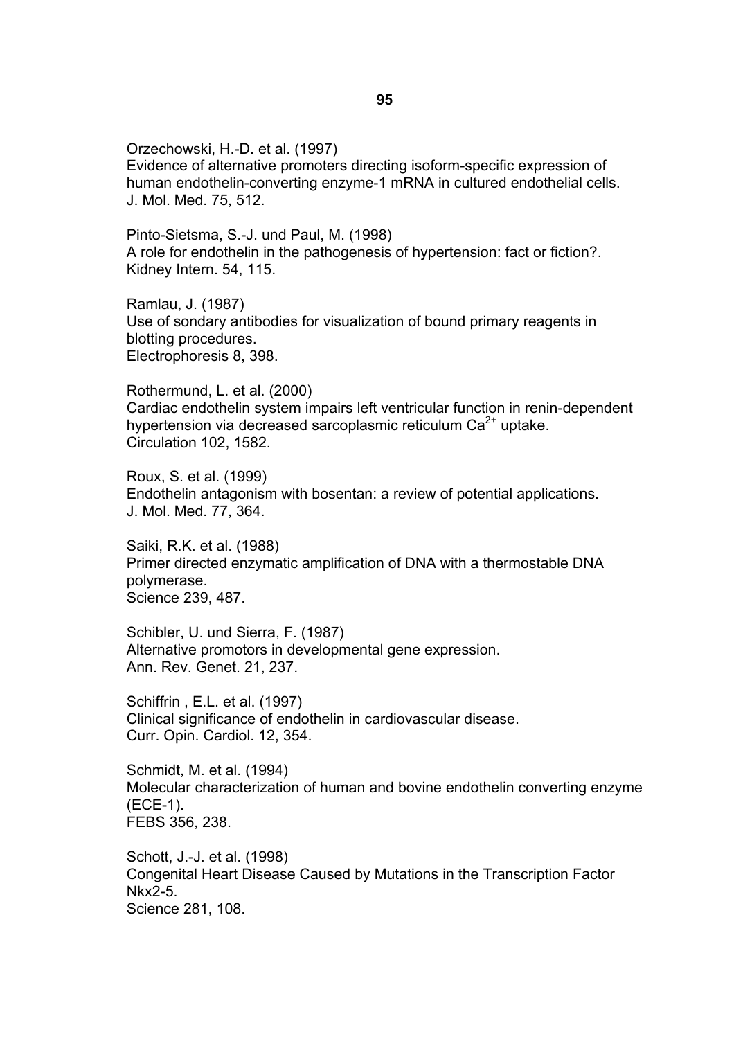Orzechowski, H.-D. et al. (1997)
Evidence of alternative promoters directing isoform-specific expression of human endothelin-converting enzyme-1 mRNA in cultured endothelial cells.
J. Mol. Med. 75, 512.

Pinto-Sietsma, S.-J. und Paul, M. (1998)
A role for endothelin in the pathogenesis of hypertension: fact or fiction?.
Kidney Intern. 54, 115.

Ramlau, J. (1987)
Use of sondary antibodies for visualization of bound primary reagents in blotting procedures.
Electrophoresis 8, 398.

Rothermund, L. et al. (2000)
Cardiac endothelin system impairs left ventricular function in renin-dependent hypertension via decreased sarcoplasmic reticulum $Ca^{2+}$ uptake.
Circulation 102, 1582.

Roux, S. et al. (1999)
Endothelin antagonism with bosentan: a review of potential applications.
J. Mol. Med. 77, 364.

Saiki, R.K. et al. (1988)
Primer directed enzymatic amplification of DNA with a thermostable DNA polymerase.
Science 239, 487.

Schibler, U. und Sierra, F. (1987)
Alternative promotors in developmental gene expression.
Ann. Rev. Genet. 21, 237.

Schiffrin , E.L. et al. (1997)
Clinical significance of endothelin in cardiovascular disease.
Curr. Opin. Cardiol. 12, 354.

Schmidt, M. et al. (1994)
Molecular characterization of human and bovine endothelin converting enzyme (ECE-1).
FEBS 356, 238.

Schott, J.-J. et al. (1998)
Congenital Heart Disease Caused by Mutations in the Transcription Factor Nkx2-5.
Science 281, 108.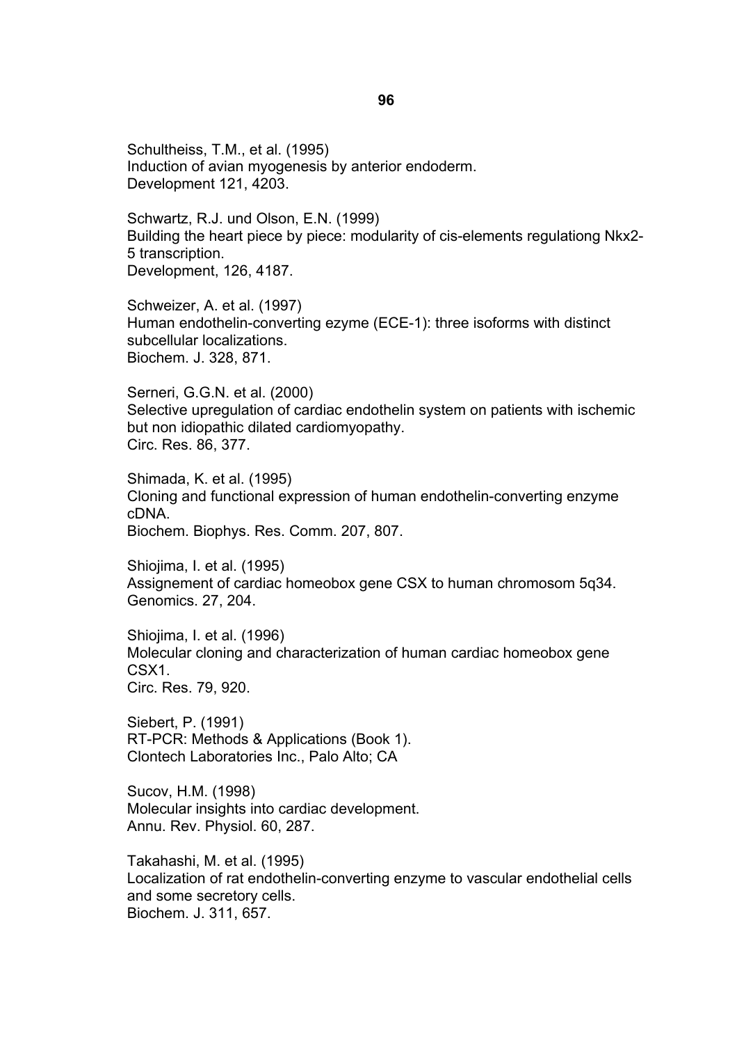Schultheiss, T.M., et al. (1995)
Induction of avian myogenesis by anterior endoderm.
Development 121, 4203.

Schwartz, R.J. und Olson, E.N. (1999)
Building the heart piece by piece: modularity of cis-elements regulationg Nkx2-5 transcription.
Development, 126, 4187.

Schweizer, A. et al. (1997)
Human endothelin-converting ezyme (ECE-1): three isoforms with distinct subcellular localizations.
Biochem. J. 328, 871.

Serneri, G.G.N. et al. (2000)
Selective upregulation of cardiac endothelin system on patients with ischemic but non idiopathic dilated cardiomyopathy.
Circ. Res. 86, 377.

Shimada, K. et al. (1995)
Cloning and functional expression of human endothelin-converting enzyme cDNA.
Biochem. Biophys. Res. Comm. 207, 807.

Shiojima, I. et al. (1995)
Assignement of cardiac homeobox gene CSX to human chromosom 5q34.
Genomics. 27, 204.

Shiojima, I. et al. (1996)
Molecular cloning and characterization of human cardiac homeobox gene CSX1.
Circ. Res. 79, 920.

Siebert, P. (1991)
RT-PCR: Methods & Applications (Book 1).
Clontech Laboratories Inc., Palo Alto; CA

Sucov, H.M. (1998)
Molecular insights into cardiac development.
Annu. Rev. Physiol. 60, 287.

Takahashi, M. et al. (1995)
Localization of rat endothelin-converting enzyme to vascular endothelial cells and some secretory cells.
Biochem. J. 311, 657.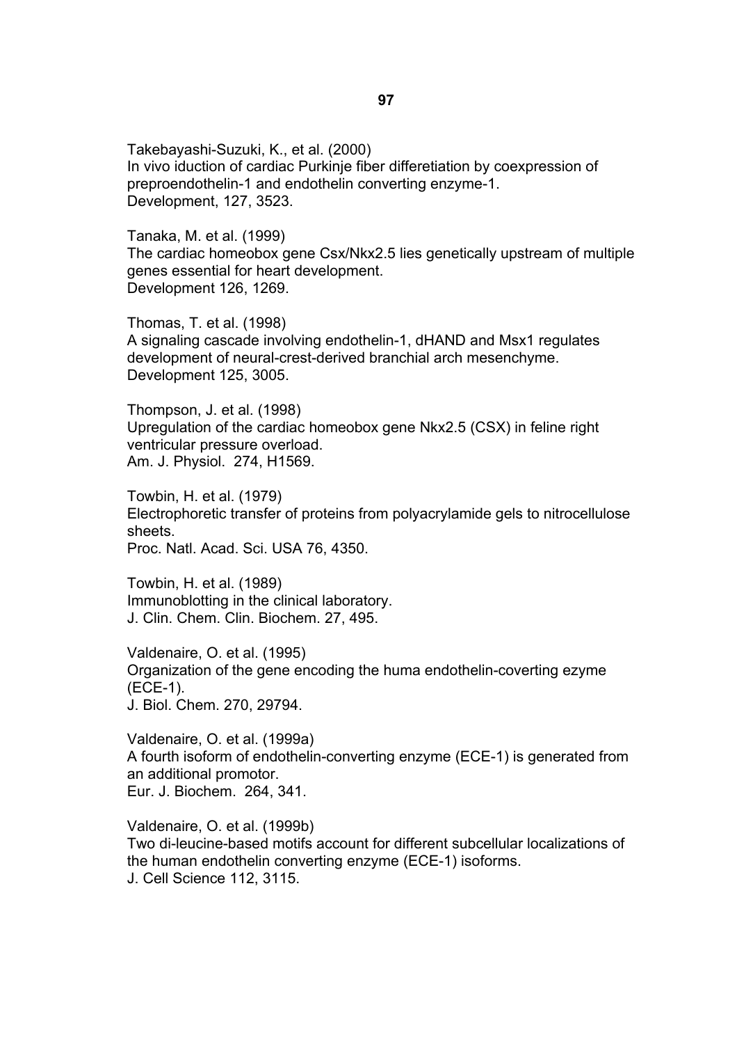Takebayashi-Suzuki, K., et al. (2000)
In vivo iduction of cardiac Purkinje fiber differetiation by coexpression of preproendothelin-1 and endothelin converting enzyme-1.
Development, 127, 3523.

Tanaka, M. et al. (1999)
The cardiac homeobox gene Csx/Nkx2.5 lies genetically upstream of multiple genes essential for heart development.
Development 126, 1269.

Thomas, T. et al. (1998)
A signaling cascade involving endothelin-1, dHAND and Msx1 regulates development of neural-crest-derived branchial arch mesenchyme.
Development 125, 3005.

Thompson, J. et al. (1998)
Upregulation of the cardiac homeobox gene Nkx2.5 (CSX) in feline right ventricular pressure overload.
Am. J. Physiol. 274, H1569.

Towbin, H. et al. (1979)
Electrophoretic transfer of proteins from polyacrylamide gels to nitrocellulose sheets.
Proc. Natl. Acad. Sci. USA 76, 4350.

Towbin, H. et al. (1989)
Immunoblotting in the clinical laboratory.
J. Clin. Chem. Clin. Biochem. 27, 495.

Valdenaire, O. et al. (1995)
Organization of the gene encoding the huma endothelin-coverting ezyme (ECE-1).
J. Biol. Chem. 270, 29794.

Valdenaire, O. et al. (1999a)
A fourth isoform of endothelin-converting enzyme (ECE-1) is generated from an additional promotor.
Eur. J. Biochem. 264, 341.

Valdenaire, O. et al. (1999b)
Two di-leucine-based motifs account for different subcellular localizations of the human endothelin converting enzyme (ECE-1) isoforms.
J. Cell Science 112, 3115.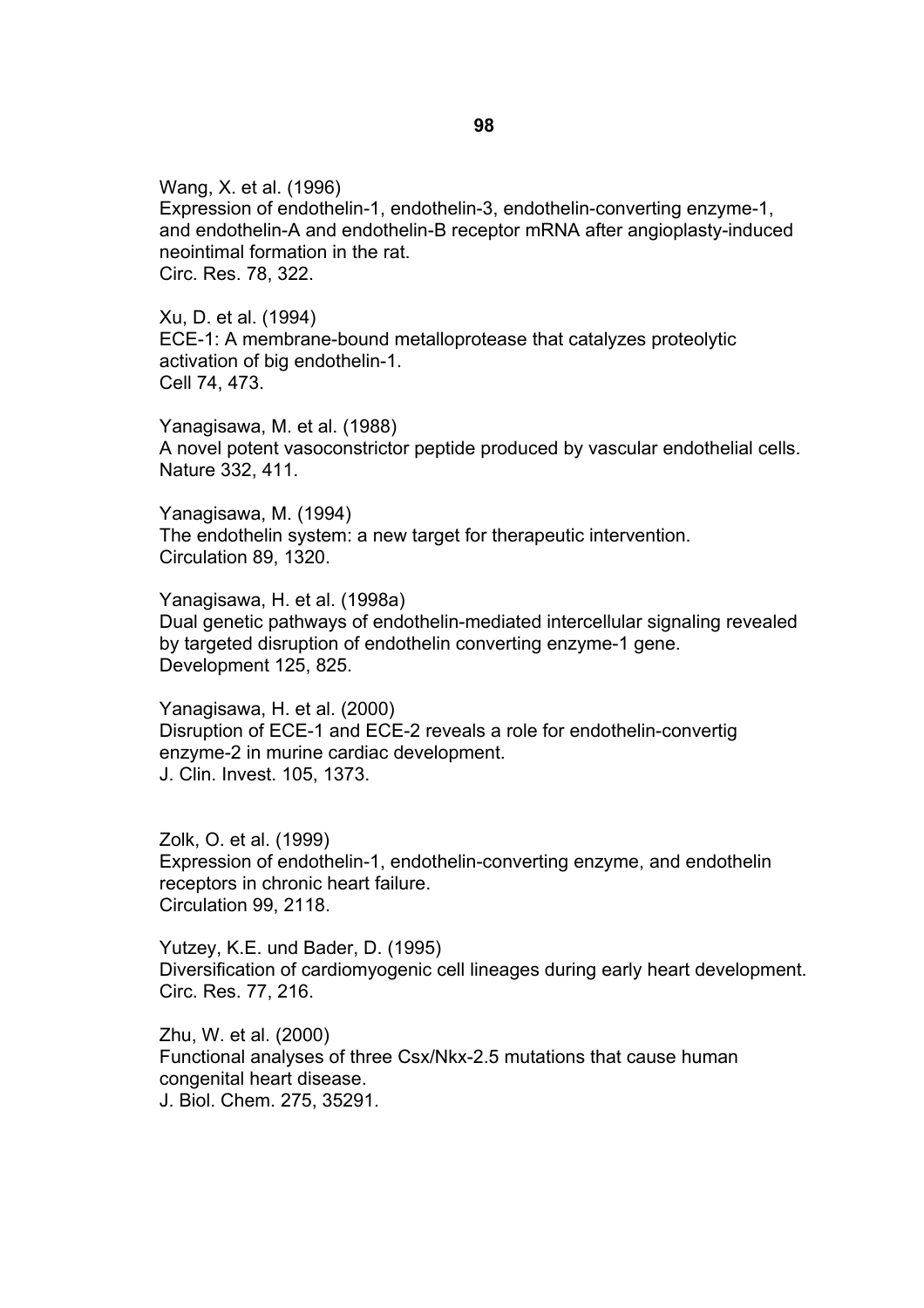Wang, X. et al. (1996)
Expression of endothelin-1, endothelin-3, endothelin-converting enzyme-1, and endothelin-A and endothelin-B receptor mRNA after angioplasty-induced neointimal formation in the rat.
Circ. Res. 78, 322.

Xu, D. et al. (1994)
ECE-1: A membrane-bound metalloprotease that catalyzes proteolytic activation of big endothelin-1.
Cell 74, 473.

Yanagisawa, M. et al. (1988)
A novel potent vasoconstrictor peptide produced by vascular endothelial cells.
Nature 332, 411.

Yanagisawa, M. (1994)
The endothelin system: a new target for therapeutic intervention.
Circulation 89, 1320.

Yanagisawa, H. et al. (1998a)
Dual genetic pathways of endothelin-mediated intercellular signaling revealed by targeted disruption of endothelin converting enzyme-1 gene.
Development 125, 825.

Yanagisawa, H. et al. (2000)
Disruption of ECE-1 and ECE-2 reveals a role for endothelin-convertig enzyme-2 in murine cardiac development.
J. Clin. Invest. 105, 1373.

Zolk, O. et al. (1999)
Expression of endothelin-1, endothelin-converting enzyme, and endothelin receptors in chronic heart failure.
Circulation 99, 2118.

Yutzey, K.E. und Bader, D. (1995)
Diversification of cardiomyogenic cell lineages during early heart development.
Circ. Res. 77, 216.

Zhu, W. et al. (2000)
Functional analyses of three Csx/Nkx-2.5 mutations that cause human congenital heart disease.
J. Biol. Chem. 275, 35291.